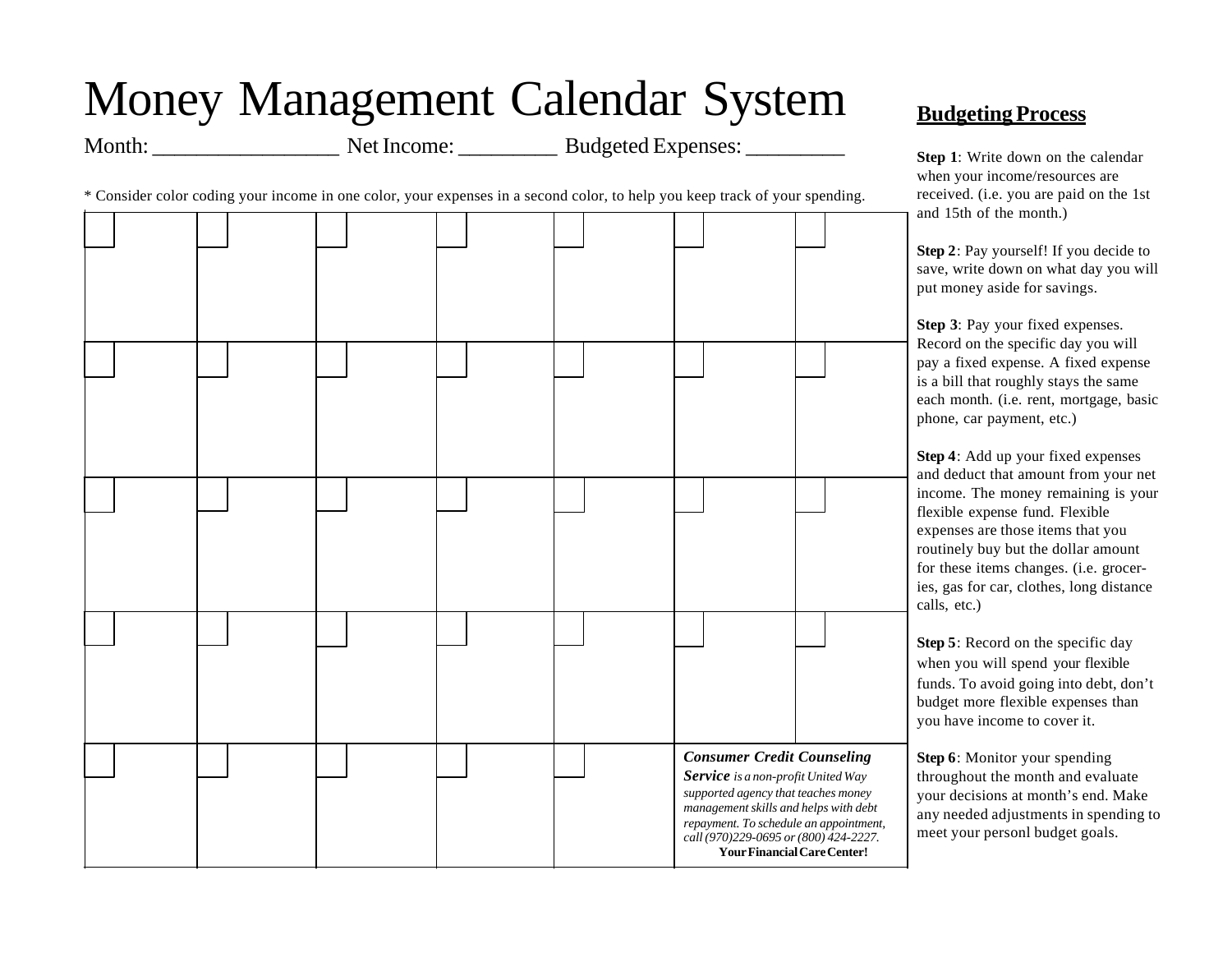# Money Management Calendar System

Month: _________________ Net Income: _________ Budgeted Expenses: _________

* Consider color coding your income in one color, your expenses in a second color, to help you keep track of your spending.

| | | | | | | |
|---|---|---|---|---|---|---|
| | | | | | | |
| | | | | | | |
| | | | | | | |
| | | | | | | |
| | | | | | ***Consumer Credit Counseling Service*** *is a non-profit United Way supported agency that teaches money management skills and helps with debt repayment. To schedule an appointment, call (970)229-0695 or (800) 424-2227.* **Your Financial Care Center!** | |

## Budgeting Process

**Step 1**: Write down on the calendar when your income/resources are received. (i.e. you are paid on the 1st and 15th of the month.)

**Step 2**: Pay yourself! If you decide to save, write down on what day you will put money aside for savings.

**Step 3**: Pay your fixed expenses. Record on the specific day you will pay a fixed expense. A fixed expense is a bill that roughly stays the same each month. (i.e. rent, mortgage, basic phone, car payment, etc.)

**Step 4**: Add up your fixed expenses and deduct that amount from your net income. The money remaining is your flexible expense fund. Flexible expenses are those items that you routinely buy but the dollar amount for these items changes. (i.e. groceries, gas for car, clothes, long distance calls, etc.)

**Step 5**: Record on the specific day when you will spend your flexible funds. To avoid going into debt, don't budget more flexible expenses than you have income to cover it.

**Step 6**: Monitor your spending throughout the month and evaluate your decisions at month's end. Make any needed adjustments in spending to meet your personl budget goals.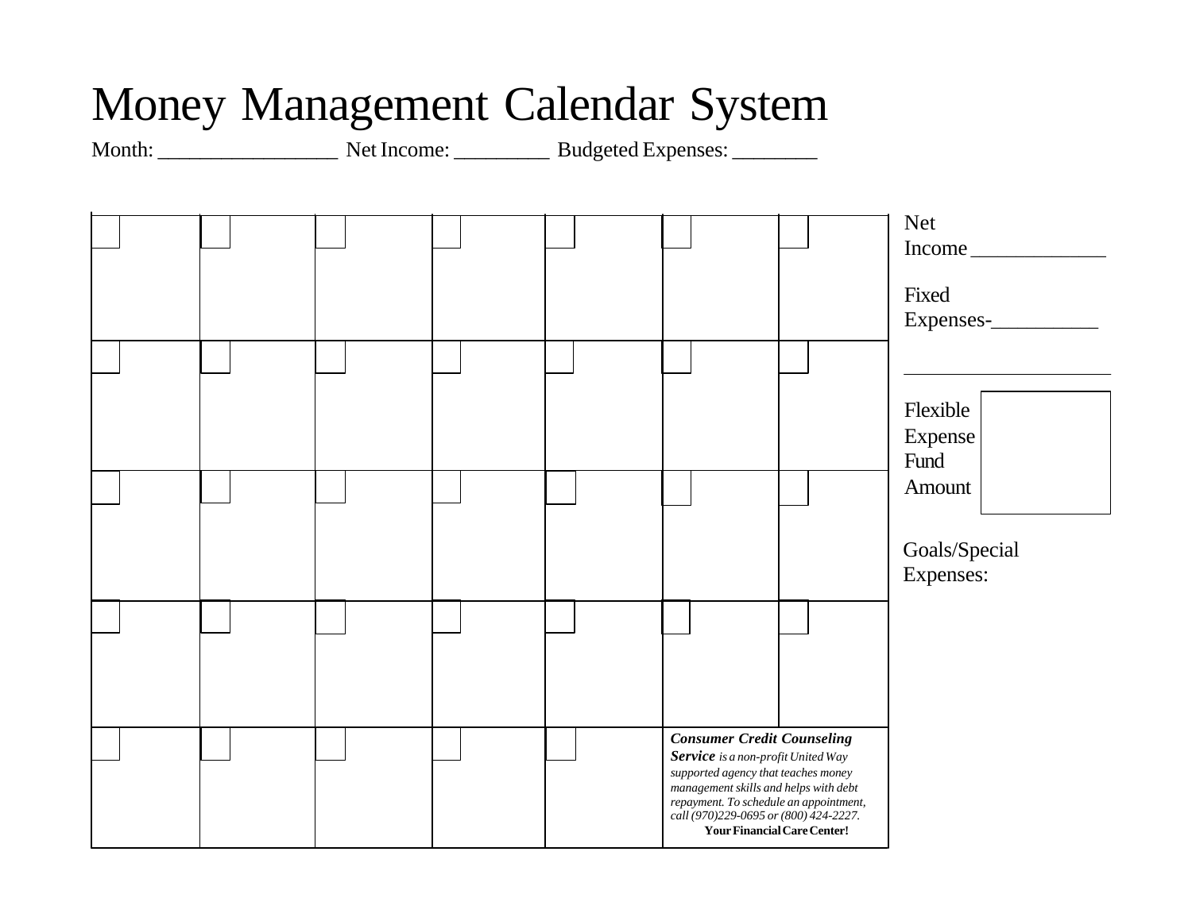# Money Management Calendar System

Month: _________________ Net Income: _________ Budgeted Expenses: ________

| | | | | | | |
|---|---|---|---|---|---|---|
| | | | | | | |
| | | | | | | |
| | | | | | | |
| | | | | | | |
| | | | | | ***Consumer Credit Counseling Service*** *is a non-profit United Way supported agency that teaches money management skills and helps with debt repayment. To schedule an appointment, call (970)229-0695 or (800) 424-2227.* **Your Financial Care Center!** | |

Net Income _____________

Fixed Expenses-__________

____________________

Flexible Expense Fund Amount

Goals/Special Expenses: